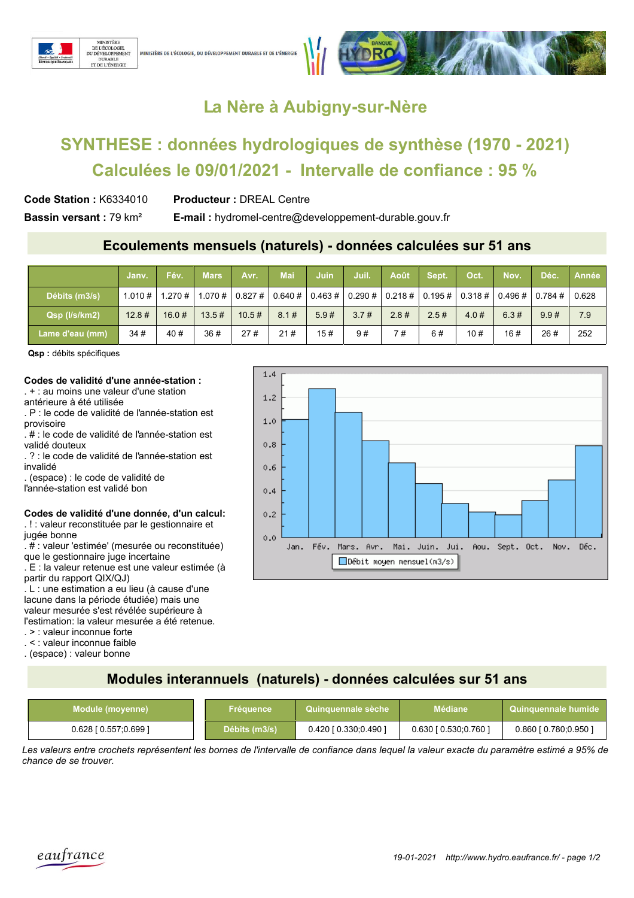# La Nère à Aubigny-sur-Nère

## SYNTHESE : données hydrologiques de synthèse (1970 - 2021)

## Calculées le 09/01/2021 - Intervalle de confiance : 95 %

**Code Station :** K6334010 **Producteur :** DREAL Centre

**Bassin versant :** 79 km² **E-mail :** hydromel-centre@developpement-durable.gouv.fr

### Ecoulements mensuels (naturels) - données calculées sur 51 ans

| | Janv. | Fév. | Mars | Avr. | Mai | Juin | Juil. | Août | Sept. | Oct. | Nov. | Déc. | Année |
|---|---|---|---|---|---|---|---|---|---|---|---|---|---|
| Débits (m3/s) | 1.010 # | 1.270 # | 1.070 # | 0.827 # | 0.640 # | 0.463 # | 0.290 # | 0.218 # | 0.195 # | 0.318 # | 0.496 # | 0.784 # | 0.628 |
| Qsp (l/s/km2) | 12.8 # | 16.0 # | 13.5 # | 10.5 # | 8.1 # | 5.9 # | 3.7 # | 2.8 # | 2.5 # | 4.0 # | 6.3 # | 9.9 # | 7.9 |
| Lame d'eau (mm) | 34 # | 40 # | 36 # | 27 # | 21 # | 15 # | 9 # | 7 # | 6 # | 10 # | 16 # | 26 # | 252 |

**Qsp :** débits spécifiques

**Codes de validité d'une année-station :**
. + : au moins une valeur d'une station antérieure à été utilisée
. P : le code de validité de l'année-station est provisoire
. # : le code de validité de l'année-station est validé douteux
. ? : le code de validité de l'année-station est invalidé
. (espace) : le code de validité de l'année-station est validé bon

**Codes de validité d'une donnée, d'un calcul:**
. ! : valeur reconstituée par le gestionnaire et jugée bonne
. # : valeur 'estimée' (mesurée ou reconstituée) que le gestionnaire juge incertaine
. E : la valeur retenue est une valeur estimée (à partir du rapport QIX/QJ)
. L : une estimation a eu lieu (à cause d'une lacune dans la période étudiée) mais une valeur mesurée s'est révélée supérieure à l'estimation: la valeur mesurée a été retenue.
. > : valeur inconnue forte
. < : valeur inconnue faible
. (espace) : valeur bonne

### Modules interannuels (naturels) - données calculées sur 51 ans

| Module (moyenne) |
|---|
| 0.628 [ 0.557;0.699 ] |

| Fréquence | Quinquennale sèche | Médiane | Quinquennale humide |
|---|---|---|---|
| Débits (m3/s) | 0.420 [ 0.330;0.490 ] | 0.630 [ 0.530;0.760 ] | 0.860 [ 0.780;0.950 ] |

*Les valeurs entre crochets représentent les bornes de l'intervalle de confiance dans lequel la valeur exacte du paramètre estimé a 95% de chance de se trouver.*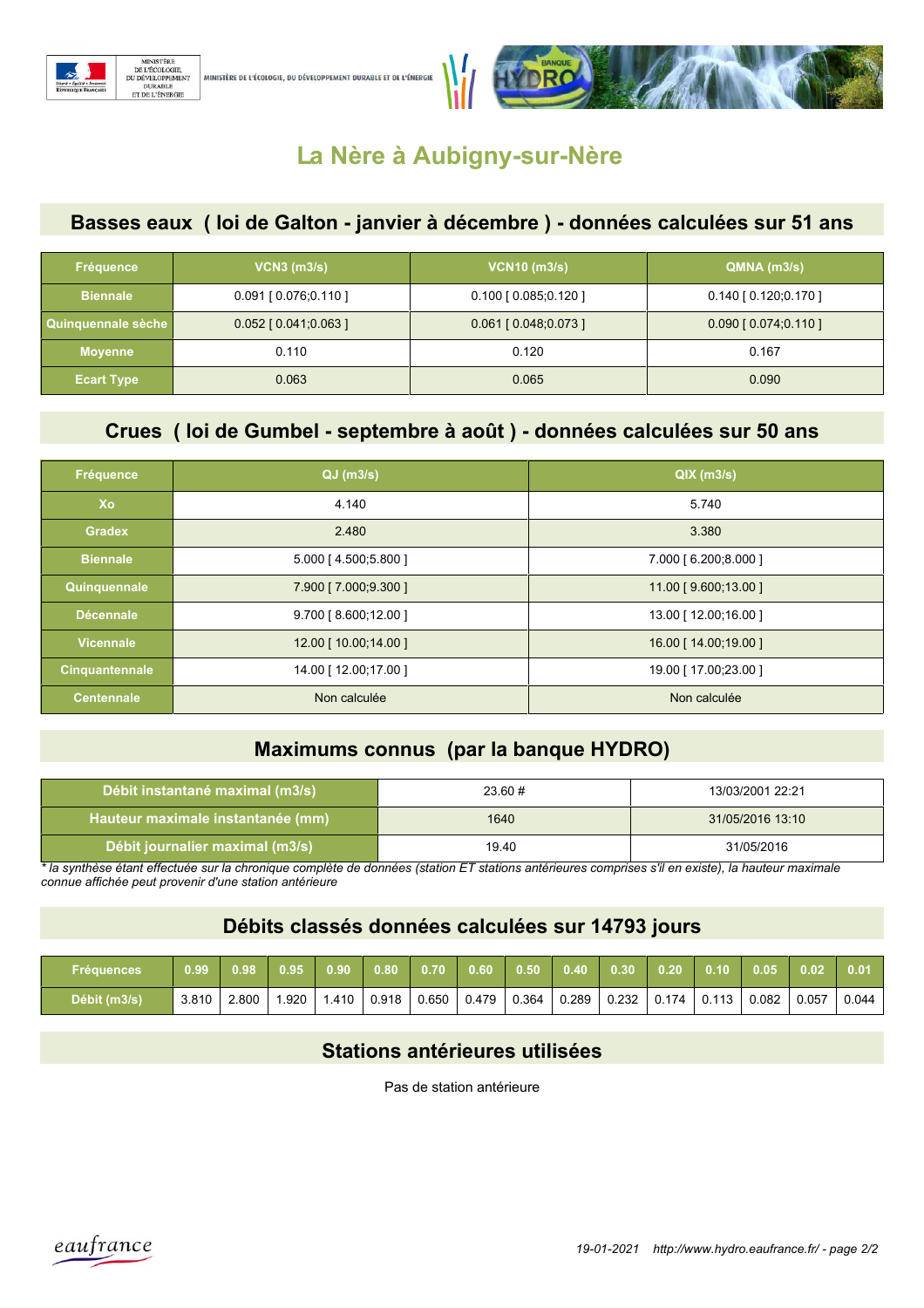# La Nère à Aubigny-sur-Nère

## Basses eaux ( loi de Galton - janvier à décembre ) - données calculées sur 51 ans

| Fréquence | VCN3 (m3/s) | VCN10 (m3/s) | QMNA (m3/s) |
|---|---|---|---|
| Biennale | 0.091 [ 0.076;0.110 ] | 0.100 [ 0.085;0.120 ] | 0.140 [ 0.120;0.170 ] |
| Quinquennale sèche | 0.052 [ 0.041;0.063 ] | 0.061 [ 0.048;0.073 ] | 0.090 [ 0.074;0.110 ] |
| Moyenne | 0.110 | 0.120 | 0.167 |
| Ecart Type | 0.063 | 0.065 | 0.090 |

## Crues ( loi de Gumbel - septembre à août ) - données calculées sur 50 ans

| Fréquence | QJ (m3/s) | QIX (m3/s) |
|---|---|---|
| Xo | 4.140 | 5.740 |
| Gradex | 2.480 | 3.380 |
| Biennale | 5.000 [ 4.500;5.800 ] | 7.000 [ 6.200;8.000 ] |
| Quinquennale | 7.900 [ 7.000;9.300 ] | 11.00 [ 9.600;13.00 ] |
| Décennale | 9.700 [ 8.600;12.00 ] | 13.00 [ 12.00;16.00 ] |
| Vicennale | 12.00 [ 10.00;14.00 ] | 16.00 [ 14.00;19.00 ] |
| Cinquantennale | 14.00 [ 12.00;17.00 ] | 19.00 [ 17.00;23.00 ] |
| Centennale | Non calculée | Non calculée |

## Maximums connus (par la banque HYDRO)

| | | |
|---|---|---|
| Débit instantané maximal (m3/s) | 23.60 # | 13/03/2001 22:21 |
| Hauteur maximale instantanée (mm) | 1640 | 31/05/2016 13:10 |
| Débit journalier maximal (m3/s) | 19.40 | 31/05/2016 |

*\* la synthèse étant effectuée sur la chronique complète de données (station ET stations antérieures comprises s'il en existe), la hauteur maximale connue affichée peut provenir d'une station antérieure*

## Débits classés données calculées sur 14793 jours

| Fréquences | 0.99 | 0.98 | 0.95 | 0.90 | 0.80 | 0.70 | 0.60 | 0.50 | 0.40 | 0.30 | 0.20 | 0.10 | 0.05 | 0.02 | 0.01 |
|---|---|---|---|---|---|---|---|---|---|---|---|---|---|---|---|
| Débit (m3/s) | 3.810 | 2.800 | 1.920 | 1.410 | 0.918 | 0.650 | 0.479 | 0.364 | 0.289 | 0.232 | 0.174 | 0.113 | 0.082 | 0.057 | 0.044 |

## Stations antérieures utilisées

Pas de station antérieure